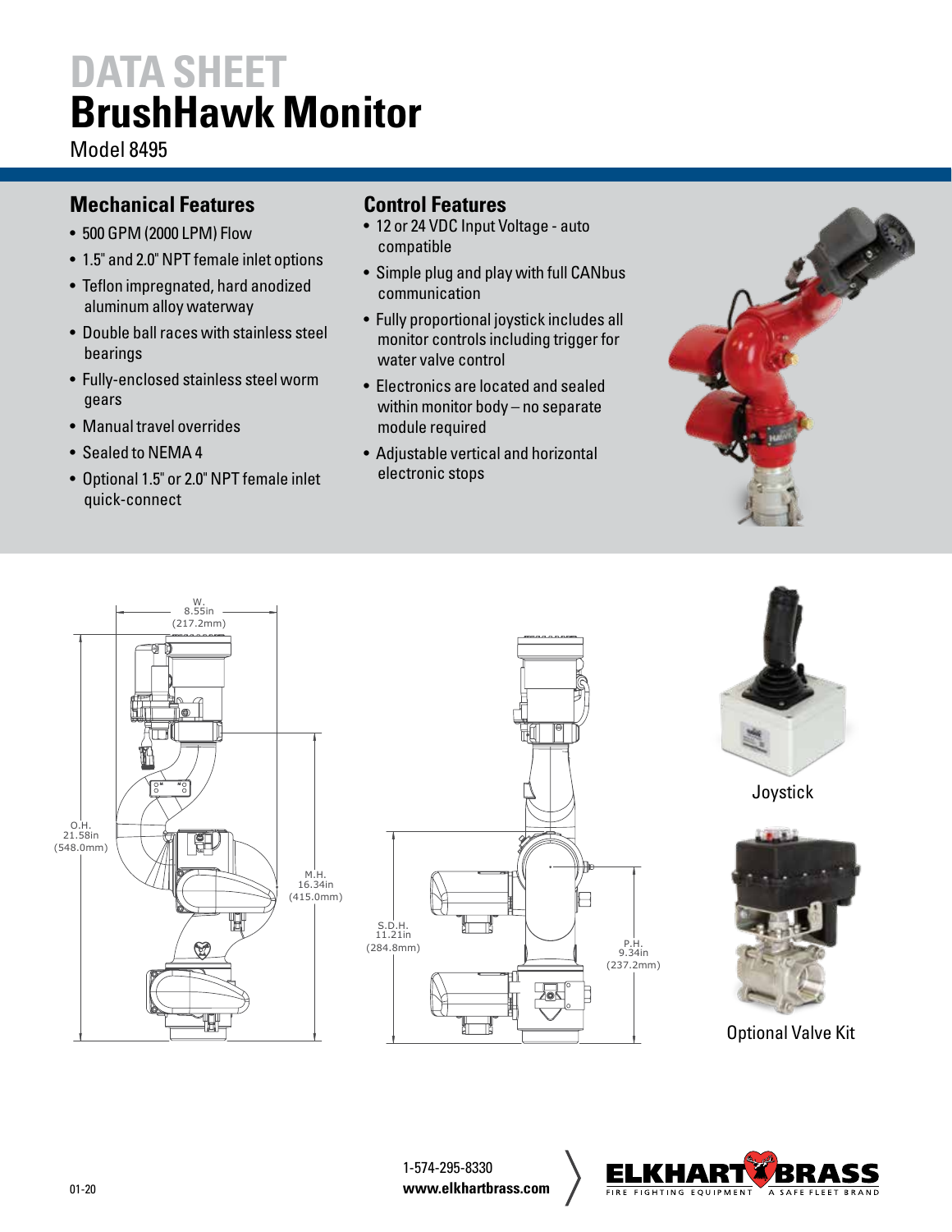# DATA SHEET
# BrushHawk Monitor

Model 8495

## Mechanical Features

- 500 GPM (2000 LPM) Flow
- 1.5" and 2.0" NPT female inlet options
- Teflon impregnated, hard anodized aluminum alloy waterway
- Double ball races with stainless steel bearings
- Fully-enclosed stainless steel worm gears
- Manual travel overrides
- Sealed to NEMA 4
- Optional 1.5" or 2.0" NPT female inlet quick-connect

## Control Features

- 12 or 24 VDC Input Voltage - auto compatible
- Simple plug and play with full CANbus communication
- Fully proportional joystick includes all monitor controls including trigger for water valve control
- Electronics are located and sealed within monitor body – no separate module required
- Adjustable vertical and horizontal electronic stops

W. 8.55in (217.2mm)

O.H. 21.58in (548.0mm)

M.H. 16.34in (415.0mm)

S.D.H. 11.21in (284.8mm)

P.H. 9.34in (237.2mm)

Joystick

Optional Valve Kit

01-20

1-574-295-8330
**www.elkhartbrass.com**

ELKHART BRASS — FIRE FIGHTING EQUIPMENT — A SAFE FLEET BRAND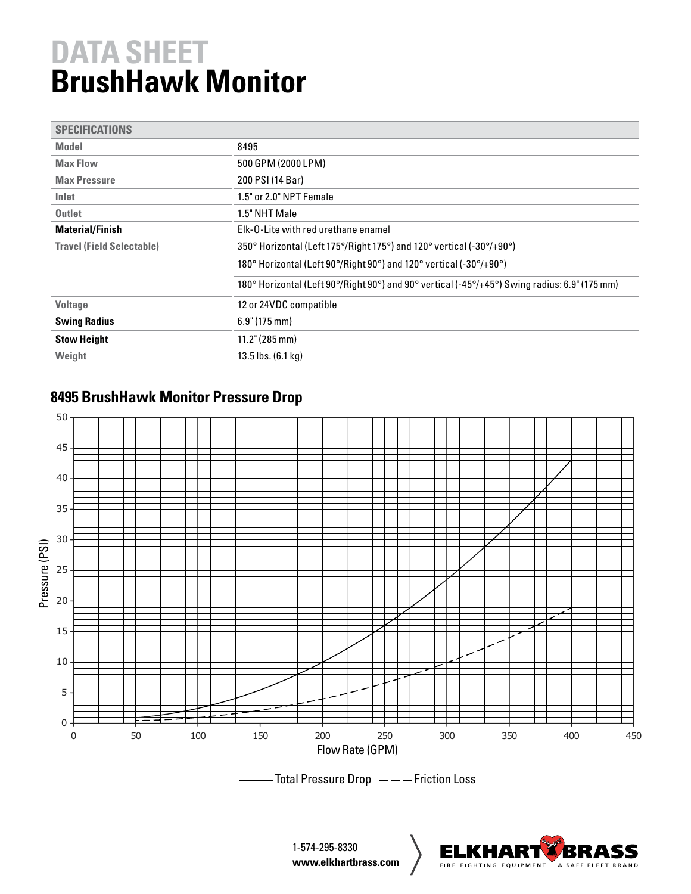# DATA SHEET
# BrushHawk Monitor

| SPECIFICATIONS | |
|---|---|
| Model | 8495 |
| Max Flow | 500 GPM (2000 LPM) |
| Max Pressure | 200 PSI (14 Bar) |
| Inlet | 1.5" or 2.0" NPT Female |
| Outlet | 1.5" NHT Male |
| **Material/Finish** | Elk-O-Lite with red urethane enamel |
| Travel (Field Selectable) | 350° Horizontal (Left 175°/Right 175°) and 120° vertical (-30°/+90°) |
| | 180° Horizontal (Left 90°/Right 90°) and 120° vertical (-30°/+90°) |
| | 180° Horizontal (Left 90°/Right 90°) and 90° vertical (-45°/+45°) Swing radius: 6.9" (175 mm) |
| Voltage | 12 or 24VDC compatible |
| **Swing Radius** | 6.9" (175 mm) |
| **Stow Height** | 11.2" (285 mm) |
| Weight | 13.5 lbs. (6.1 kg) |

## 8495 BrushHawk Monitor Pressure Drop

Pressure (PSI)

50
45
40
35
30
25
20
15
10
5
0

0 50 100 150 200 250 300 350 400 450

Flow Rate (GPM)

Total Pressure Drop — — — Friction Loss